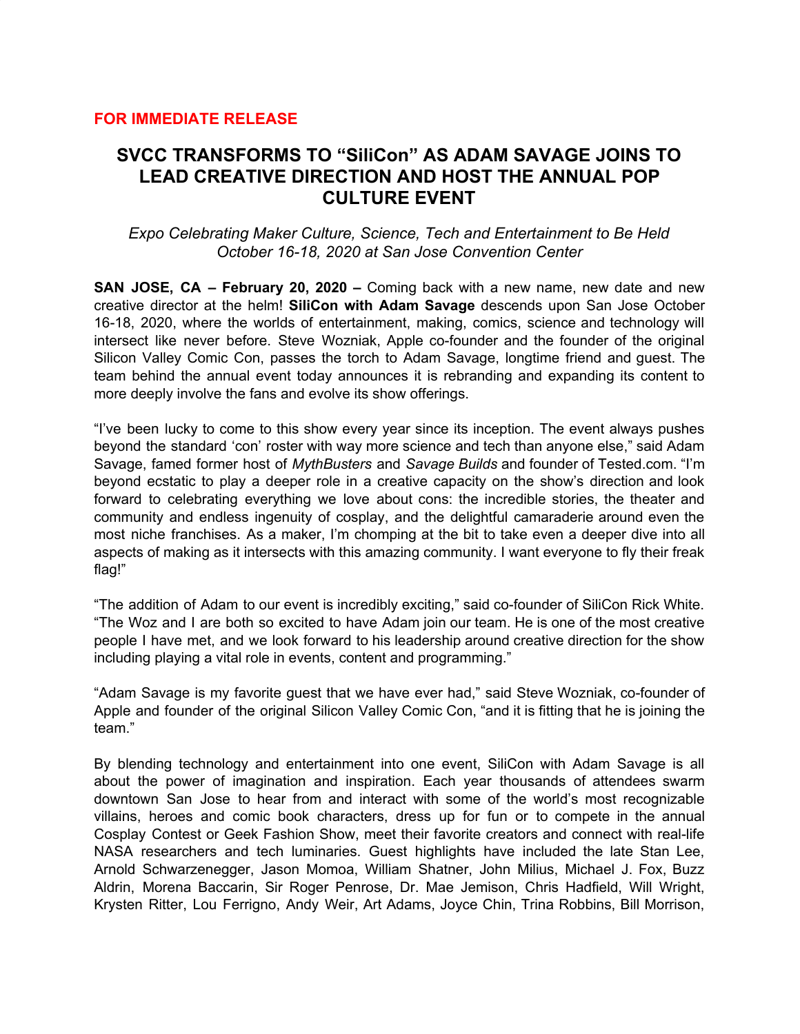**FOR IMMEDIATE RELEASE**

# SVCC TRANSFORMS TO "SiliCon" AS ADAM SAVAGE JOINS TO LEAD CREATIVE DIRECTION AND HOST THE ANNUAL POP CULTURE EVENT

*Expo Celebrating Maker Culture, Science, Tech and Entertainment to Be Held October 16-18, 2020 at San Jose Convention Center*

**SAN JOSE, CA – February 20, 2020 –** Coming back with a new name, new date and new creative director at the helm! **SiliCon with Adam Savage** descends upon San Jose October 16-18, 2020, where the worlds of entertainment, making, comics, science and technology will intersect like never before. Steve Wozniak, Apple co-founder and the founder of the original Silicon Valley Comic Con, passes the torch to Adam Savage, longtime friend and guest. The team behind the annual event today announces it is rebranding and expanding its content to more deeply involve the fans and evolve its show offerings.

"I've been lucky to come to this show every year since its inception. The event always pushes beyond the standard 'con' roster with way more science and tech than anyone else," said Adam Savage, famed former host of *MythBusters* and *Savage Builds* and founder of Tested.com. "I'm beyond ecstatic to play a deeper role in a creative capacity on the show's direction and look forward to celebrating everything we love about cons: the incredible stories, the theater and community and endless ingenuity of cosplay, and the delightful camaraderie around even the most niche franchises. As a maker, I'm chomping at the bit to take even a deeper dive into all aspects of making as it intersects with this amazing community. I want everyone to fly their freak flag!"

"The addition of Adam to our event is incredibly exciting," said co-founder of SiliCon Rick White. "The Woz and I are both so excited to have Adam join our team. He is one of the most creative people I have met, and we look forward to his leadership around creative direction for the show including playing a vital role in events, content and programming."

"Adam Savage is my favorite guest that we have ever had," said Steve Wozniak, co-founder of Apple and founder of the original Silicon Valley Comic Con, "and it is fitting that he is joining the team."

By blending technology and entertainment into one event, SiliCon with Adam Savage is all about the power of imagination and inspiration. Each year thousands of attendees swarm downtown San Jose to hear from and interact with some of the world's most recognizable villains, heroes and comic book characters, dress up for fun or to compete in the annual Cosplay Contest or Geek Fashion Show, meet their favorite creators and connect with real-life NASA researchers and tech luminaries. Guest highlights have included the late Stan Lee, Arnold Schwarzenegger, Jason Momoa, William Shatner, John Milius, Michael J. Fox, Buzz Aldrin, Morena Baccarin, Sir Roger Penrose, Dr. Mae Jemison, Chris Hadfield, Will Wright, Krysten Ritter, Lou Ferrigno, Andy Weir, Art Adams, Joyce Chin, Trina Robbins, Bill Morrison,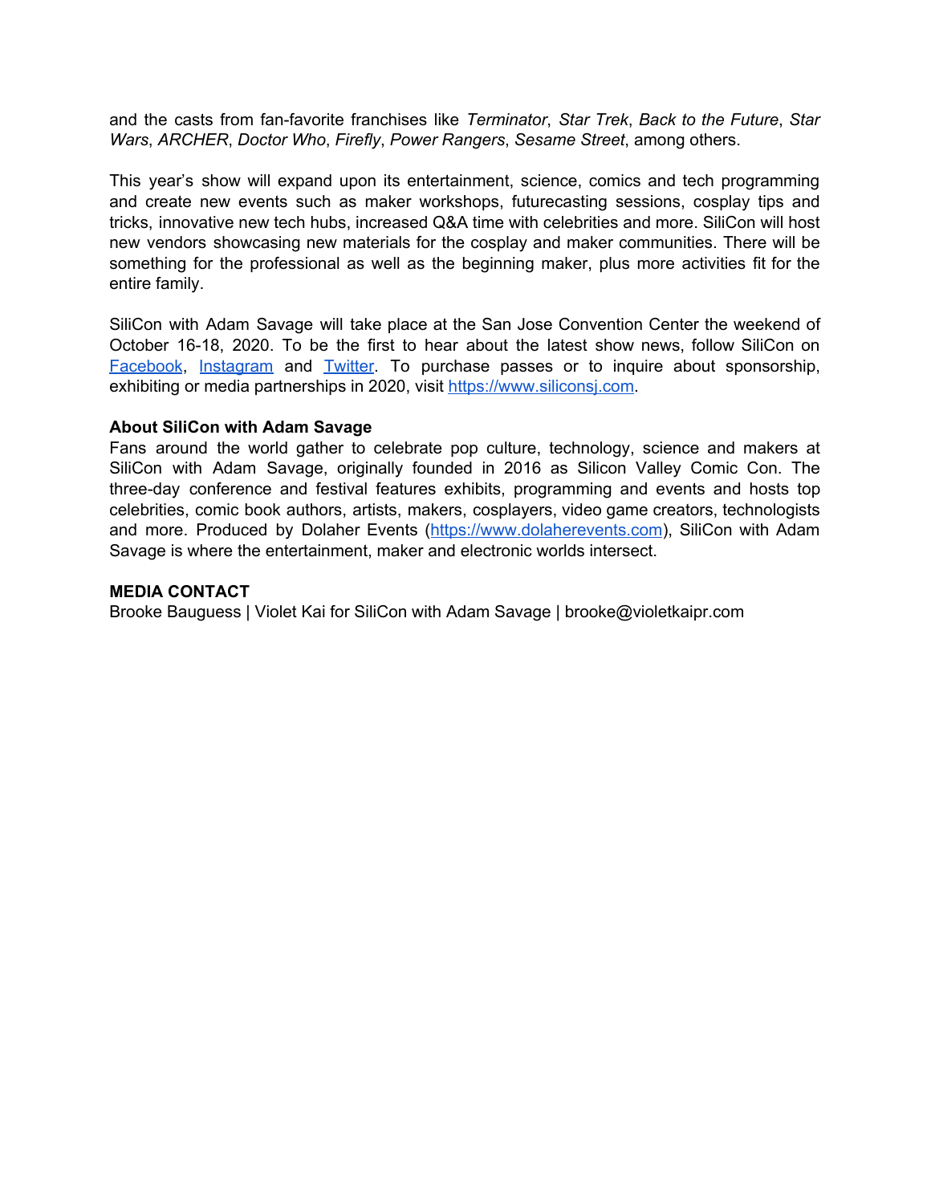and the casts from fan-favorite franchises like *Terminator*, *Star Trek*, *Back to the Future*, *Star Wars*, *ARCHER*, *Doctor Who*, *Firefly*, *Power Rangers*, *Sesame Street*, among others.

This year's show will expand upon its entertainment, science, comics and tech programming and create new events such as maker workshops, futurecasting sessions, cosplay tips and tricks, innovative new tech hubs, increased Q&A time with celebrities and more. SiliCon will host new vendors showcasing new materials for the cosplay and maker communities. There will be something for the professional as well as the beginning maker, plus more activities fit for the entire family.

SiliCon with Adam Savage will take place at the San Jose Convention Center the weekend of October 16-18, 2020. To be the first to hear about the latest show news, follow SiliCon on [Facebook](), [Instagram]() and [Twitter](). To purchase passes or to inquire about sponsorship, exhibiting or media partnerships in 2020, visit [https://www.siliconsj.com](https://www.siliconsj.com).

**About SiliCon with Adam Savage**
Fans around the world gather to celebrate pop culture, technology, science and makers at SiliCon with Adam Savage, originally founded in 2016 as Silicon Valley Comic Con. The three-day conference and festival features exhibits, programming and events and hosts top celebrities, comic book authors, artists, makers, cosplayers, video game creators, technologists and more. Produced by Dolaher Events ([https://www.dolaherevents.com](https://www.dolaherevents.com)), SiliCon with Adam Savage is where the entertainment, maker and electronic worlds intersect.

**MEDIA CONTACT**
Brooke Bauguess | Violet Kai for SiliCon with Adam Savage | brooke@violetkaipr.com